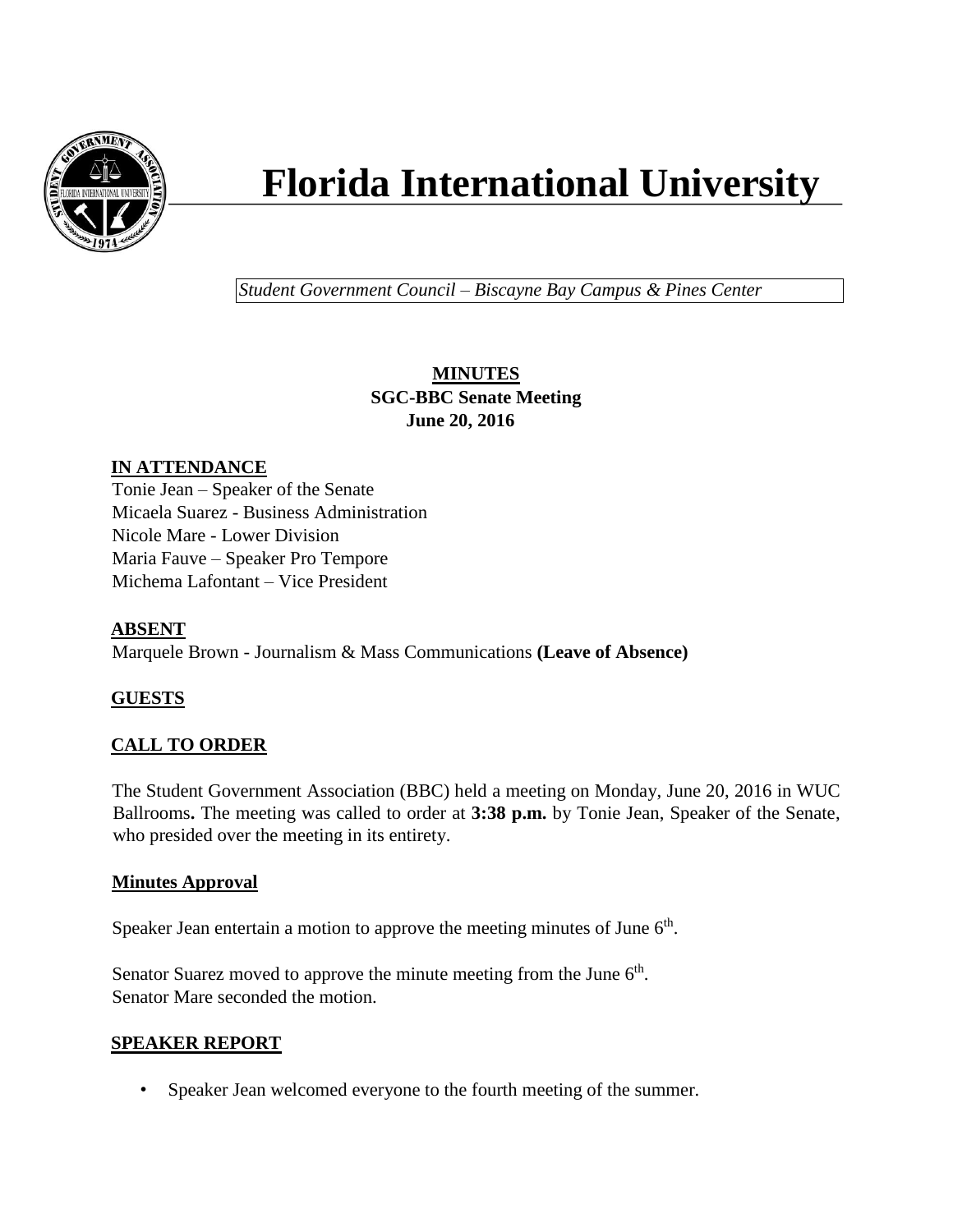# Florida International University

*Student Government Council – Biscayne Bay Campus & Pines Center*

**MINUTES**
**SGC-BBC Senate Meeting**
**June 20, 2016**

## IN ATTENDANCE

Tonie Jean – Speaker of the Senate
Micaela Suarez - Business Administration
Nicole Mare - Lower Division
Maria Fauve – Speaker Pro Tempore
Michema Lafontant – Vice President

## ABSENT

Marquele Brown - Journalism & Mass Communications **(Leave of Absence)**

## GUESTS

## CALL TO ORDER

The Student Government Association (BBC) held a meeting on Monday, June 20, 2016 in WUC Ballrooms**.** The meeting was called to order at **3:38 p.m.** by Tonie Jean, Speaker of the Senate, who presided over the meeting in its entirety.

### Minutes Approval

Speaker Jean entertain a motion to approve the meeting minutes of June 6th.

Senator Suarez moved to approve the minute meeting from the June 6th.
Senator Mare seconded the motion.

## SPEAKER REPORT

- Speaker Jean welcomed everyone to the fourth meeting of the summer.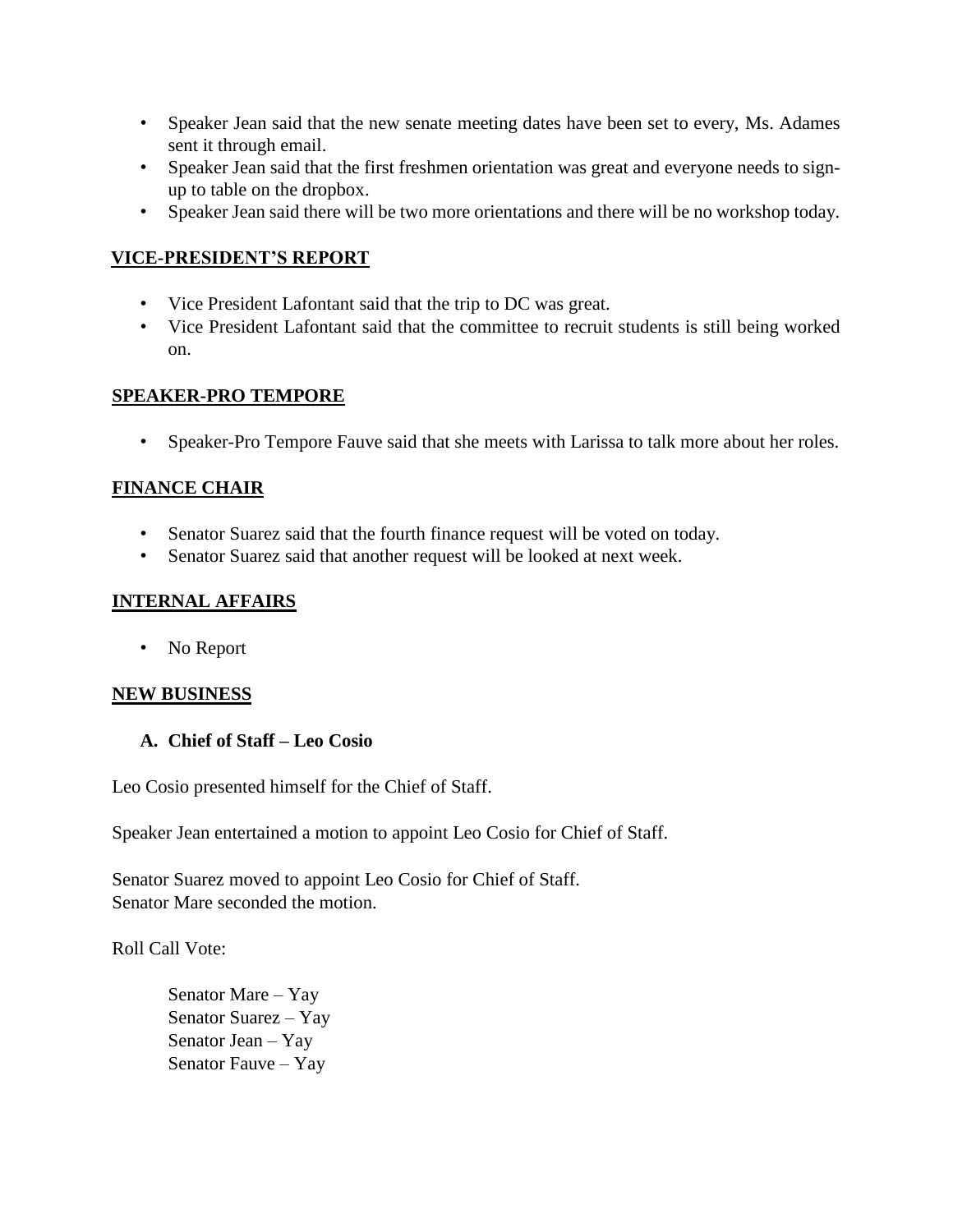- Speaker Jean said that the new senate meeting dates have been set to every, Ms. Adames sent it through email.
- Speaker Jean said that the first freshmen orientation was great and everyone needs to sign-up to table on the dropbox.
- Speaker Jean said there will be two more orientations and there will be no workshop today.

## VICE-PRESIDENT'S REPORT

- Vice President Lafontant said that the trip to DC was great.
- Vice President Lafontant said that the committee to recruit students is still being worked on.

## SPEAKER-PRO TEMPORE

- Speaker-Pro Tempore Fauve said that she meets with Larissa to talk more about her roles.

## FINANCE CHAIR

- Senator Suarez said that the fourth finance request will be voted on today.
- Senator Suarez said that another request will be looked at next week.

## INTERNAL AFFAIRS

- No Report

## NEW BUSINESS

### A. Chief of Staff – Leo Cosio

Leo Cosio presented himself for the Chief of Staff.

Speaker Jean entertained a motion to appoint Leo Cosio for Chief of Staff.

Senator Suarez moved to appoint Leo Cosio for Chief of Staff.
Senator Mare seconded the motion.

Roll Call Vote:

Senator Mare – Yay
Senator Suarez – Yay
Senator Jean – Yay
Senator Fauve – Yay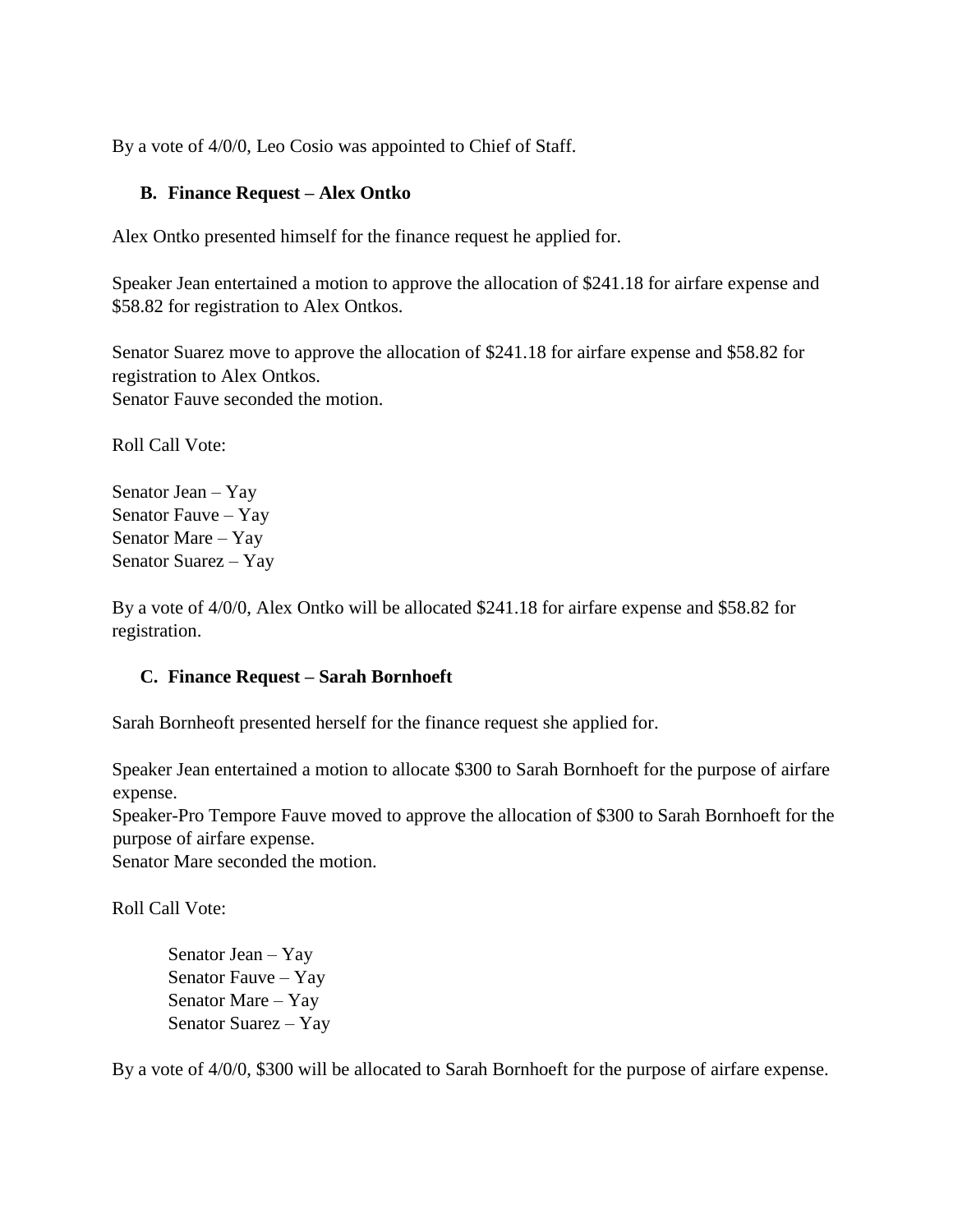By a vote of 4/0/0, Leo Cosio was appointed to Chief of Staff.

### B. Finance Request – Alex Ontko

Alex Ontko presented himself for the finance request he applied for.

Speaker Jean entertained a motion to approve the allocation of $241.18 for airfare expense and $58.82 for registration to Alex Ontkos.

Senator Suarez move to approve the allocation of $241.18 for airfare expense and $58.82 for registration to Alex Ontkos.
Senator Fauve seconded the motion.

Roll Call Vote:

Senator Jean – Yay
Senator Fauve – Yay
Senator Mare – Yay
Senator Suarez – Yay

By a vote of 4/0/0, Alex Ontko will be allocated $241.18 for airfare expense and $58.82 for registration.

### C. Finance Request – Sarah Bornhoeft

Sarah Bornheoft presented herself for the finance request she applied for.

Speaker Jean entertained a motion to allocate $300 to Sarah Bornhoeft for the purpose of airfare expense.
Speaker-Pro Tempore Fauve moved to approve the allocation of $300 to Sarah Bornhoeft for the purpose of airfare expense.
Senator Mare seconded the motion.

Roll Call Vote:

Senator Jean – Yay
Senator Fauve – Yay
Senator Mare – Yay
Senator Suarez – Yay

By a vote of 4/0/0, $300 will be allocated to Sarah Bornhoeft for the purpose of airfare expense.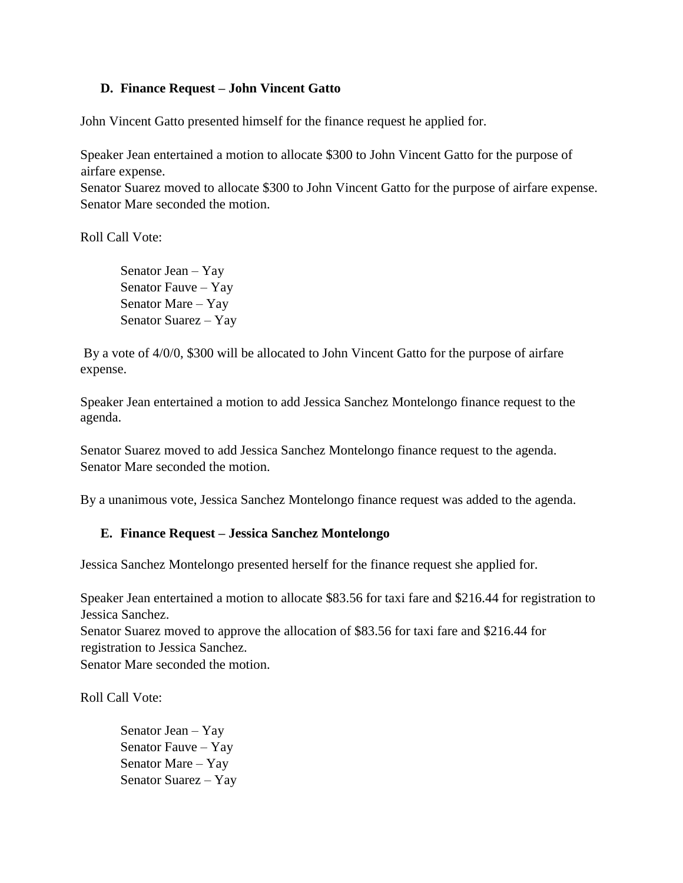### D. Finance Request – John Vincent Gatto

John Vincent Gatto presented himself for the finance request he applied for.

Speaker Jean entertained a motion to allocate $300 to John Vincent Gatto for the purpose of airfare expense.
Senator Suarez moved to allocate $300 to John Vincent Gatto for the purpose of airfare expense.
Senator Mare seconded the motion.

Roll Call Vote:

Senator Jean – Yay
Senator Fauve – Yay
Senator Mare – Yay
Senator Suarez – Yay

By a vote of 4/0/0, $300 will be allocated to John Vincent Gatto for the purpose of airfare expense.

Speaker Jean entertained a motion to add Jessica Sanchez Montelongo finance request to the agenda.

Senator Suarez moved to add Jessica Sanchez Montelongo finance request to the agenda.
Senator Mare seconded the motion.

By a unanimous vote, Jessica Sanchez Montelongo finance request was added to the agenda.

### E. Finance Request – Jessica Sanchez Montelongo

Jessica Sanchez Montelongo presented herself for the finance request she applied for.

Speaker Jean entertained a motion to allocate $83.56 for taxi fare and $216.44 for registration to Jessica Sanchez.
Senator Suarez moved to approve the allocation of $83.56 for taxi fare and $216.44 for registration to Jessica Sanchez.
Senator Mare seconded the motion.

Roll Call Vote:

Senator Jean – Yay
Senator Fauve – Yay
Senator Mare – Yay
Senator Suarez – Yay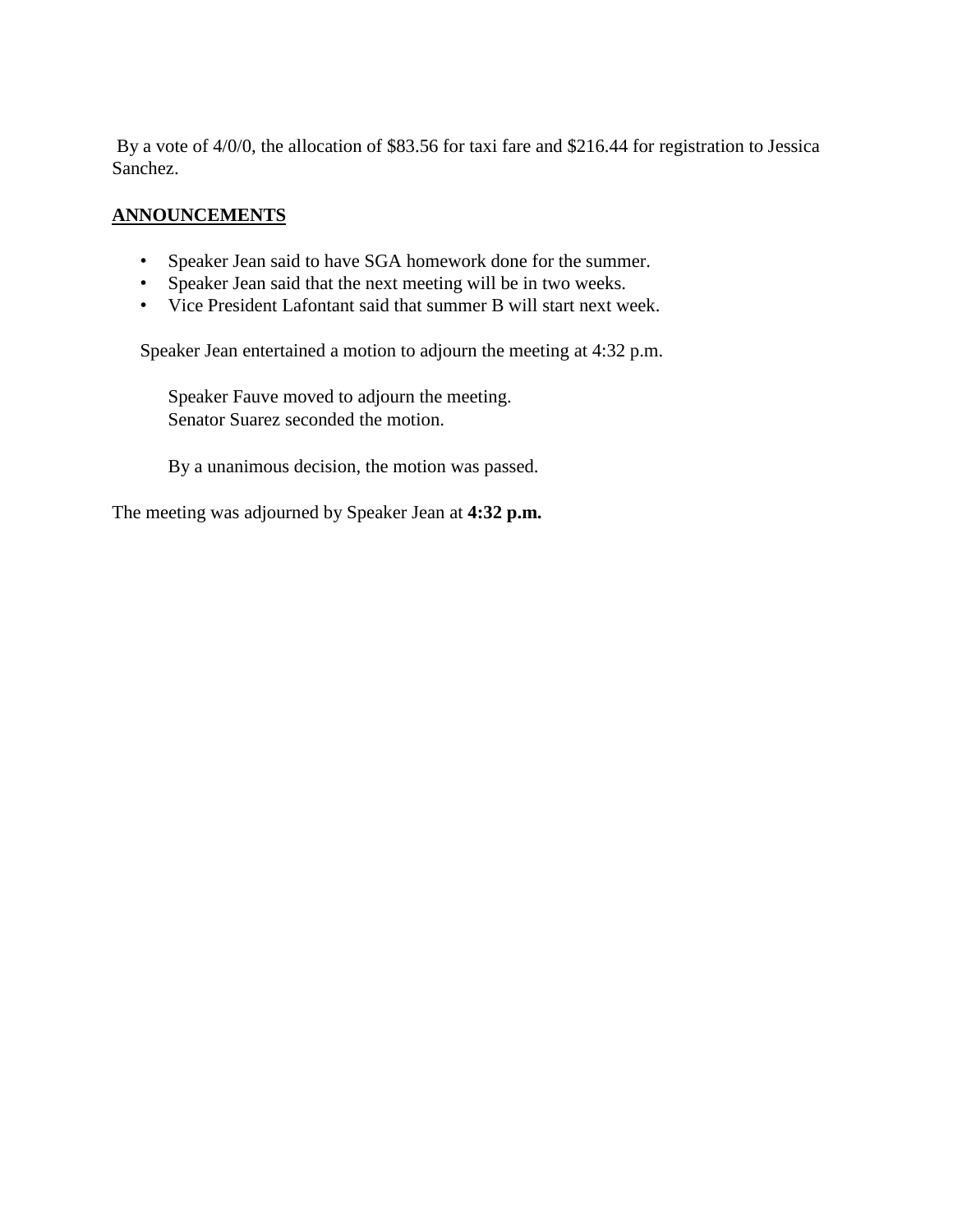By a vote of 4/0/0, the allocation of $83.56 for taxi fare and $216.44 for registration to Jessica Sanchez.

**ANNOUNCEMENTS**

- Speaker Jean said to have SGA homework done for the summer.
- Speaker Jean said that the next meeting will be in two weeks.
- Vice President Lafontant said that summer B will start next week.

Speaker Jean entertained a motion to adjourn the meeting at 4:32 p.m.

Speaker Fauve moved to adjourn the meeting.
Senator Suarez seconded the motion.

By a unanimous decision, the motion was passed.

The meeting was adjourned by Speaker Jean at **4:32 p.m.**